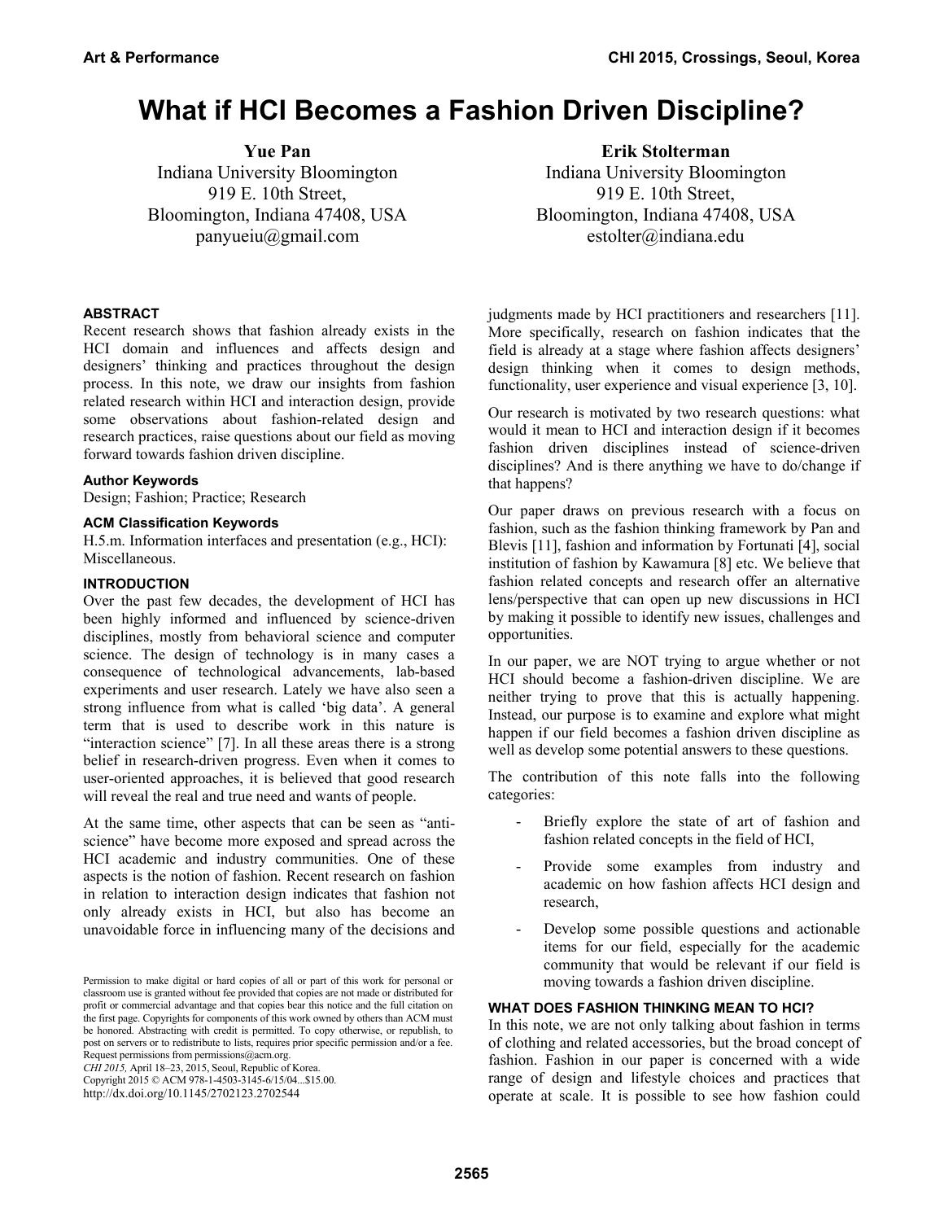# What if HCI Becomes a Fashion Driven Discipline?

**Yue Pan**
Indiana University Bloomington
919 E. 10th Street,
Bloomington, Indiana 47408, USA
panyueiu@gmail.com

**Erik Stolterman**
Indiana University Bloomington
919 E. 10th Street,
Bloomington, Indiana 47408, USA
estolter@indiana.edu

## ABSTRACT

Recent research shows that fashion already exists in the HCI domain and influences and affects design and designers' thinking and practices throughout the design process. In this note, we draw our insights from fashion related research within HCI and interaction design, provide some observations about fashion-related design and research practices, raise questions about our field as moving forward towards fashion driven discipline.

### Author Keywords

Design; Fashion; Practice; Research

### ACM Classification Keywords

H.5.m. Information interfaces and presentation (e.g., HCI): Miscellaneous.

## INTRODUCTION

Over the past few decades, the development of HCI has been highly informed and influenced by science-driven disciplines, mostly from behavioral science and computer science. The design of technology is in many cases a consequence of technological advancements, lab-based experiments and user research. Lately we have also seen a strong influence from what is called 'big data'. A general term that is used to describe work in this nature is "interaction science" [7]. In all these areas there is a strong belief in research-driven progress. Even when it comes to user-oriented approaches, it is believed that good research will reveal the real and true need and wants of people.

At the same time, other aspects that can be seen as "anti-science" have become more exposed and spread across the HCI academic and industry communities. One of these aspects is the notion of fashion. Recent research on fashion in relation to interaction design indicates that fashion not only already exists in HCI, but also has become an unavoidable force in influencing many of the decisions and judgments made by HCI practitioners and researchers [11]. More specifically, research on fashion indicates that the field is already at a stage where fashion affects designers' design thinking when it comes to design methods, functionality, user experience and visual experience [3, 10].

Our research is motivated by two research questions: what would it mean to HCI and interaction design if it becomes fashion driven disciplines instead of science-driven disciplines? And is there anything we have to do/change if that happens?

Our paper draws on previous research with a focus on fashion, such as the fashion thinking framework by Pan and Blevis [11], fashion and information by Fortunati [4], social institution of fashion by Kawamura [8] etc. We believe that fashion related concepts and research offer an alternative lens/perspective that can open up new discussions in HCI by making it possible to identify new issues, challenges and opportunities.

In our paper, we are NOT trying to argue whether or not HCI should become a fashion-driven discipline. We are neither trying to prove that this is actually happening. Instead, our purpose is to examine and explore what might happen if our field becomes a fashion driven discipline as well as develop some potential answers to these questions.

The contribution of this note falls into the following categories:

- Briefly explore the state of art of fashion and fashion related concepts in the field of HCI,
- Provide some examples from industry and academic on how fashion affects HCI design and research,
- Develop some possible questions and actionable items for our field, especially for the academic community that would be relevant if our field is moving towards a fashion driven discipline.

## WHAT DOES FASHION THINKING MEAN TO HCI?

In this note, we are not only talking about fashion in terms of clothing and related accessories, but the broad concept of fashion. Fashion in our paper is concerned with a wide range of design and lifestyle choices and practices that operate at scale. It is possible to see how fashion could

Permission to make digital or hard copies of all or part of this work for personal or classroom use is granted without fee provided that copies are not made or distributed for profit or commercial advantage and that copies bear this notice and the full citation on the first page. Copyrights for components of this work owned by others than ACM must be honored. Abstracting with credit is permitted. To copy otherwise, or republish, to post on servers or to redistribute to lists, requires prior specific permission and/or a fee. Request permissions from permissions@acm.org.
*CHI 2015,* April 18–23, 2015, Seoul, Republic of Korea.
Copyright 2015 © ACM 978-1-4503-3145-6/15/04...$15.00.
http://dx.doi.org/10.1145/2702123.2702544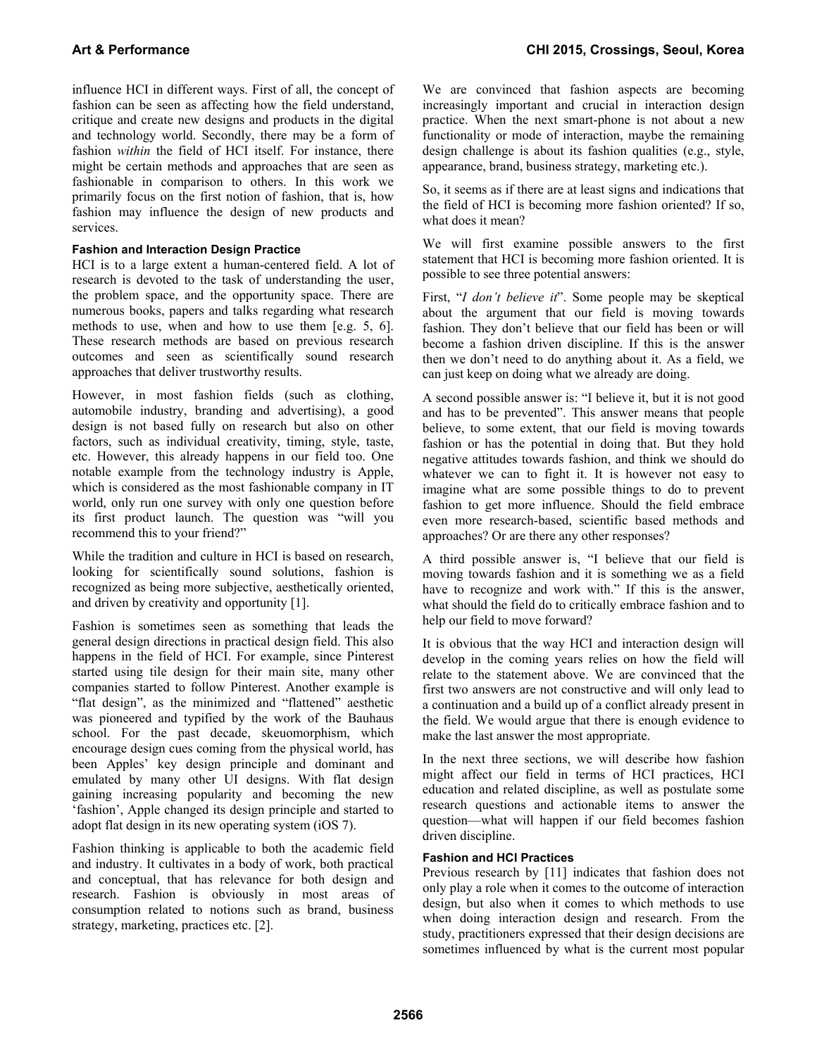influence HCI in different ways. First of all, the concept of fashion can be seen as affecting how the field understand, critique and create new designs and products in the digital and technology world. Secondly, there may be a form of fashion *within* the field of HCI itself. For instance, there might be certain methods and approaches that are seen as fashionable in comparison to others. In this work we primarily focus on the first notion of fashion, that is, how fashion may influence the design of new products and services.

### Fashion and Interaction Design Practice

HCI is to a large extent a human-centered field. A lot of research is devoted to the task of understanding the user, the problem space, and the opportunity space. There are numerous books, papers and talks regarding what research methods to use, when and how to use them [e.g. 5, 6]. These research methods are based on previous research outcomes and seen as scientifically sound research approaches that deliver trustworthy results.

However, in most fashion fields (such as clothing, automobile industry, branding and advertising), a good design is not based fully on research but also on other factors, such as individual creativity, timing, style, taste, etc. However, this already happens in our field too. One notable example from the technology industry is Apple, which is considered as the most fashionable company in IT world, only run one survey with only one question before its first product launch. The question was "will you recommend this to your friend?"

While the tradition and culture in HCI is based on research, looking for scientifically sound solutions, fashion is recognized as being more subjective, aesthetically oriented, and driven by creativity and opportunity [1].

Fashion is sometimes seen as something that leads the general design directions in practical design field. This also happens in the field of HCI. For example, since Pinterest started using tile design for their main site, many other companies started to follow Pinterest. Another example is "flat design", as the minimized and "flattened" aesthetic was pioneered and typified by the work of the Bauhaus school. For the past decade, skeuomorphism, which encourage design cues coming from the physical world, has been Apples' key design principle and dominant and emulated by many other UI designs. With flat design gaining increasing popularity and becoming the new 'fashion', Apple changed its design principle and started to adopt flat design in its new operating system (iOS 7).

Fashion thinking is applicable to both the academic field and industry. It cultivates in a body of work, both practical and conceptual, that has relevance for both design and research. Fashion is obviously in most areas of consumption related to notions such as brand, business strategy, marketing, practices etc. [2].

We are convinced that fashion aspects are becoming increasingly important and crucial in interaction design practice. When the next smart-phone is not about a new functionality or mode of interaction, maybe the remaining design challenge is about its fashion qualities (e.g., style, appearance, brand, business strategy, marketing etc.).

So, it seems as if there are at least signs and indications that the field of HCI is becoming more fashion oriented? If so, what does it mean?

We will first examine possible answers to the first statement that HCI is becoming more fashion oriented. It is possible to see three potential answers:

First, "*I don't believe it*". Some people may be skeptical about the argument that our field is moving towards fashion. They don't believe that our field has been or will become a fashion driven discipline. If this is the answer then we don't need to do anything about it. As a field, we can just keep on doing what we already are doing.

A second possible answer is: "I believe it, but it is not good and has to be prevented". This answer means that people believe, to some extent, that our field is moving towards fashion or has the potential in doing that. But they hold negative attitudes towards fashion, and think we should do whatever we can to fight it. It is however not easy to imagine what are some possible things to do to prevent fashion to get more influence. Should the field embrace even more research-based, scientific based methods and approaches? Or are there any other responses?

A third possible answer is, "I believe that our field is moving towards fashion and it is something we as a field have to recognize and work with." If this is the answer, what should the field do to critically embrace fashion and to help our field to move forward?

It is obvious that the way HCI and interaction design will develop in the coming years relies on how the field will relate to the statement above. We are convinced that the first two answers are not constructive and will only lead to a continuation and a build up of a conflict already present in the field. We would argue that there is enough evidence to make the last answer the most appropriate.

In the next three sections, we will describe how fashion might affect our field in terms of HCI practices, HCI education and related discipline, as well as postulate some research questions and actionable items to answer the question—what will happen if our field becomes fashion driven discipline.

### Fashion and HCI Practices

Previous research by [11] indicates that fashion does not only play a role when it comes to the outcome of interaction design, but also when it comes to which methods to use when doing interaction design and research. From the study, practitioners expressed that their design decisions are sometimes influenced by what is the current most popular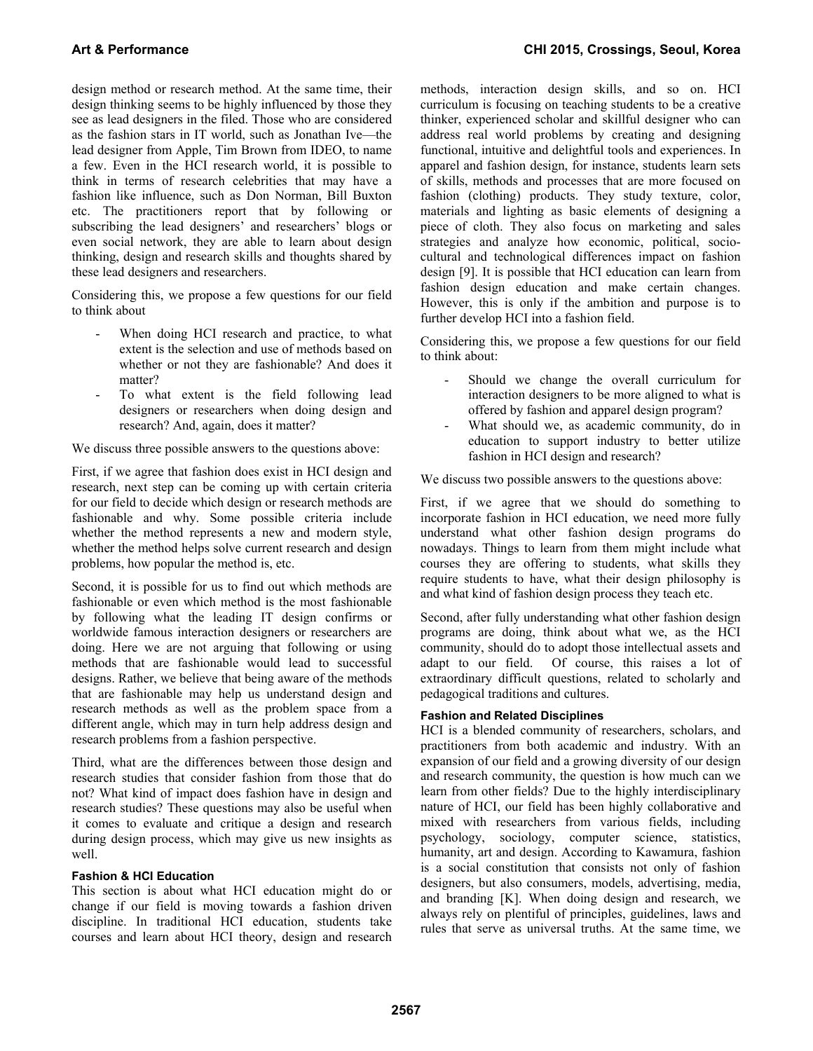design method or research method. At the same time, their design thinking seems to be highly influenced by those they see as lead designers in the filed. Those who are considered as the fashion stars in IT world, such as Jonathan Ive—the lead designer from Apple, Tim Brown from IDEO, to name a few. Even in the HCI research world, it is possible to think in terms of research celebrities that may have a fashion like influence, such as Don Norman, Bill Buxton etc. The practitioners report that by following or subscribing the lead designers' and researchers' blogs or even social network, they are able to learn about design thinking, design and research skills and thoughts shared by these lead designers and researchers.

Considering this, we propose a few questions for our field to think about

- When doing HCI research and practice, to what extent is the selection and use of methods based on whether or not they are fashionable? And does it matter?
- To what extent is the field following lead designers or researchers when doing design and research? And, again, does it matter?

We discuss three possible answers to the questions above:

First, if we agree that fashion does exist in HCI design and research, next step can be coming up with certain criteria for our field to decide which design or research methods are fashionable and why. Some possible criteria include whether the method represents a new and modern style, whether the method helps solve current research and design problems, how popular the method is, etc.

Second, it is possible for us to find out which methods are fashionable or even which method is the most fashionable by following what the leading IT design confirms or worldwide famous interaction designers or researchers are doing. Here we are not arguing that following or using methods that are fashionable would lead to successful designs. Rather, we believe that being aware of the methods that are fashionable may help us understand design and research methods as well as the problem space from a different angle, which may in turn help address design and research problems from a fashion perspective.

Third, what are the differences between those design and research studies that consider fashion from those that do not? What kind of impact does fashion have in design and research studies? These questions may also be useful when it comes to evaluate and critique a design and research during design process, which may give us new insights as well.

#### Fashion & HCI Education

This section is about what HCI education might do or change if our field is moving towards a fashion driven discipline. In traditional HCI education, students take courses and learn about HCI theory, design and research methods, interaction design skills, and so on. HCI curriculum is focusing on teaching students to be a creative thinker, experienced scholar and skillful designer who can address real world problems by creating and designing functional, intuitive and delightful tools and experiences. In apparel and fashion design, for instance, students learn sets of skills, methods and processes that are more focused on fashion (clothing) products. They study texture, color, materials and lighting as basic elements of designing a piece of cloth. They also focus on marketing and sales strategies and analyze how economic, political, socio-cultural and technological differences impact on fashion design [9]. It is possible that HCI education can learn from fashion design education and make certain changes. However, this is only if the ambition and purpose is to further develop HCI into a fashion field.

Considering this, we propose a few questions for our field to think about:

- Should we change the overall curriculum for interaction designers to be more aligned to what is offered by fashion and apparel design program?
- What should we, as academic community, do in education to support industry to better utilize fashion in HCI design and research?

We discuss two possible answers to the questions above:

First, if we agree that we should do something to incorporate fashion in HCI education, we need more fully understand what other fashion design programs do nowadays. Things to learn from them might include what courses they are offering to students, what skills they require students to have, what their design philosophy is and what kind of fashion design process they teach etc.

Second, after fully understanding what other fashion design programs are doing, think about what we, as the HCI community, should do to adopt those intellectual assets and adapt to our field. Of course, this raises a lot of extraordinary difficult questions, related to scholarly and pedagogical traditions and cultures.

#### Fashion and Related Disciplines

HCI is a blended community of researchers, scholars, and practitioners from both academic and industry. With an expansion of our field and a growing diversity of our design and research community, the question is how much can we learn from other fields? Due to the highly interdisciplinary nature of HCI, our field has been highly collaborative and mixed with researchers from various fields, including psychology, sociology, computer science, statistics, humanity, art and design. According to Kawamura, fashion is a social constitution that consists not only of fashion designers, but also consumers, models, advertising, media, and branding [K]. When doing design and research, we always rely on plentiful of principles, guidelines, laws and rules that serve as universal truths. At the same time, we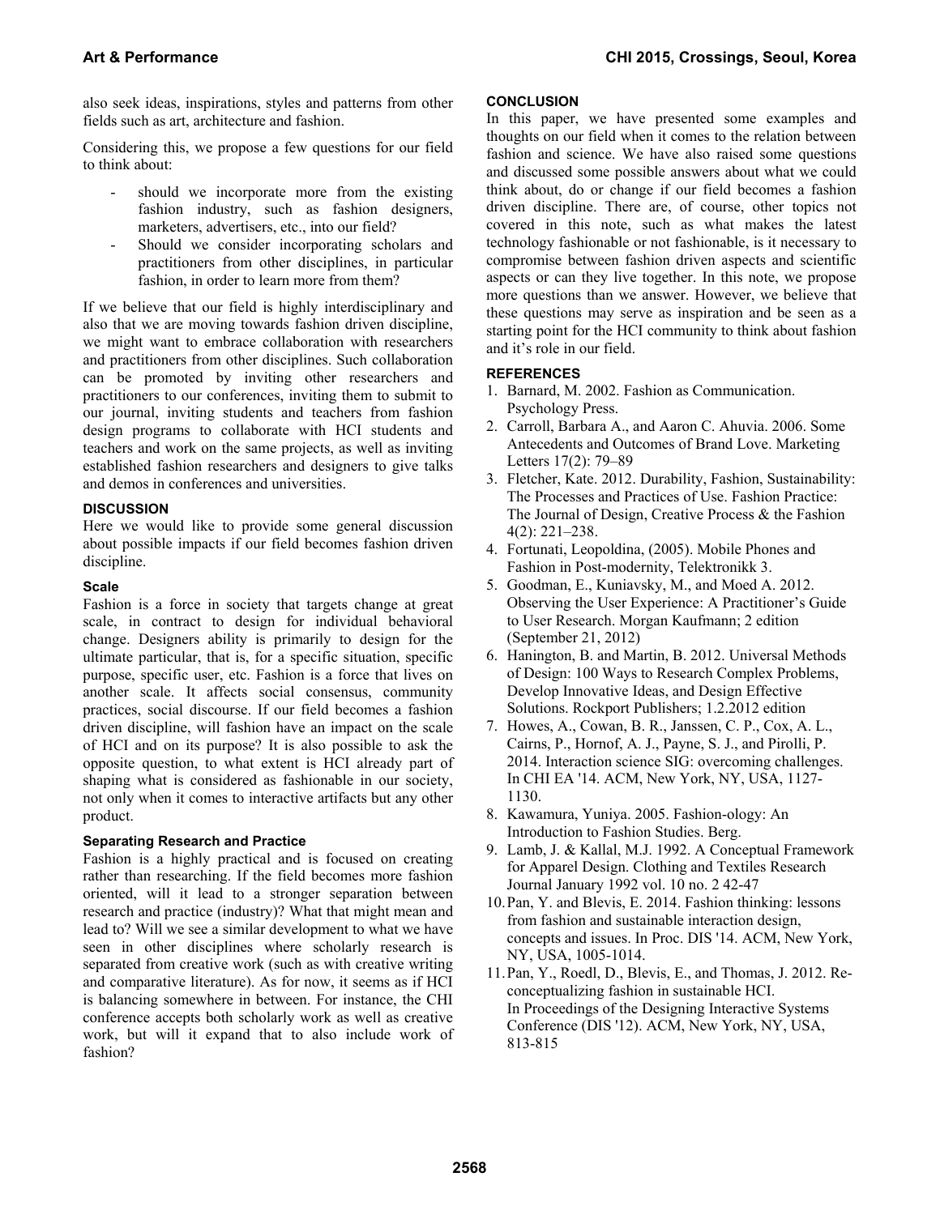also seek ideas, inspirations, styles and patterns from other fields such as art, architecture and fashion.

Considering this, we propose a few questions for our field to think about:

- should we incorporate more from the existing fashion industry, such as fashion designers, marketers, advertisers, etc., into our field?
- Should we consider incorporating scholars and practitioners from other disciplines, in particular fashion, in order to learn more from them?

If we believe that our field is highly interdisciplinary and also that we are moving towards fashion driven discipline, we might want to embrace collaboration with researchers and practitioners from other disciplines. Such collaboration can be promoted by inviting other researchers and practitioners to our conferences, inviting them to submit to our journal, inviting students and teachers from fashion design programs to collaborate with HCI students and teachers and work on the same projects, as well as inviting established fashion researchers and designers to give talks and demos in conferences and universities.

## DISCUSSION

Here we would like to provide some general discussion about possible impacts if our field becomes fashion driven discipline.

### Scale

Fashion is a force in society that targets change at great scale, in contract to design for individual behavioral change. Designers ability is primarily to design for the ultimate particular, that is, for a specific situation, specific purpose, specific user, etc. Fashion is a force that lives on another scale. It affects social consensus, community practices, social discourse. If our field becomes a fashion driven discipline, will fashion have an impact on the scale of HCI and on its purpose? It is also possible to ask the opposite question, to what extent is HCI already part of shaping what is considered as fashionable in our society, not only when it comes to interactive artifacts but any other product.

### Separating Research and Practice

Fashion is a highly practical and is focused on creating rather than researching. If the field becomes more fashion oriented, will it lead to a stronger separation between research and practice (industry)? What that might mean and lead to? Will we see a similar development to what we have seen in other disciplines where scholarly research is separated from creative work (such as with creative writing and comparative literature). As for now, it seems as if HCI is balancing somewhere in between. For instance, the CHI conference accepts both scholarly work as well as creative work, but will it expand that to also include work of fashion?

## CONCLUSION

In this paper, we have presented some examples and thoughts on our field when it comes to the relation between fashion and science. We have also raised some questions and discussed some possible answers about what we could think about, do or change if our field becomes a fashion driven discipline. There are, of course, other topics not covered in this note, such as what makes the latest technology fashionable or not fashionable, is it necessary to compromise between fashion driven aspects and scientific aspects or can they live together. In this note, we propose more questions than we answer. However, we believe that these questions may serve as inspiration and be seen as a starting point for the HCI community to think about fashion and it's role in our field.

## REFERENCES

1. Barnard, M. 2002. Fashion as Communication. Psychology Press.
2. Carroll, Barbara A., and Aaron C. Ahuvia. 2006. Some Antecedents and Outcomes of Brand Love. Marketing Letters 17(2): 79–89
3. Fletcher, Kate. 2012. Durability, Fashion, Sustainability: The Processes and Practices of Use. Fashion Practice: The Journal of Design, Creative Process & the Fashion 4(2): 221–238.
4. Fortunati, Leopoldina, (2005). Mobile Phones and Fashion in Post-modernity, Telektronikk 3.
5. Goodman, E., Kuniavsky, M., and Moed A. 2012. Observing the User Experience: A Practitioner's Guide to User Research. Morgan Kaufmann; 2 edition (September 21, 2012)
6. Hanington, B. and Martin, B. 2012. Universal Methods of Design: 100 Ways to Research Complex Problems, Develop Innovative Ideas, and Design Effective Solutions. Rockport Publishers; 1.2.2012 edition
7. Howes, A., Cowan, B. R., Janssen, C. P., Cox, A. L., Cairns, P., Hornof, A. J., Payne, S. J., and Pirolli, P. 2014. Interaction science SIG: overcoming challenges. In CHI EA '14. ACM, New York, NY, USA, 1127-1130.
8. Kawamura, Yuniya. 2005. Fashion-ology: An Introduction to Fashion Studies. Berg.
9. Lamb, J. & Kallal, M.J. 1992. A Conceptual Framework for Apparel Design. Clothing and Textiles Research Journal January 1992 vol. 10 no. 2 42-47
10. Pan, Y. and Blevis, E. 2014. Fashion thinking: lessons from fashion and sustainable interaction design, concepts and issues. In Proc. DIS '14. ACM, New York, NY, USA, 1005-1014.
11. Pan, Y., Roedl, D., Blevis, E., and Thomas, J. 2012. Re-conceptualizing fashion in sustainable HCI. In Proceedings of the Designing Interactive Systems Conference (DIS '12). ACM, New York, NY, USA, 813-815